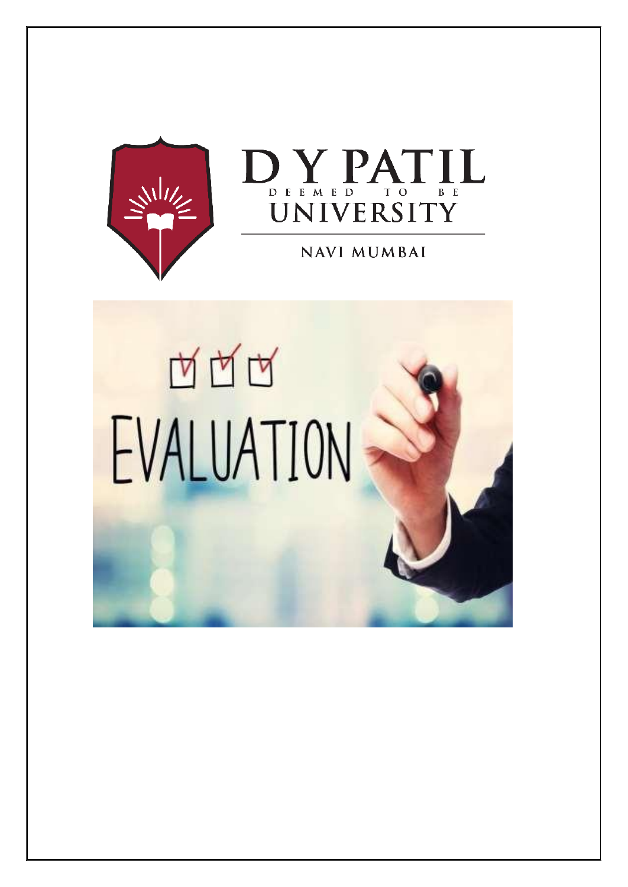# D Y PATIL

DEEMED TO BE

# UNIVERSITY

NAVI MUMBAI

EVALUATION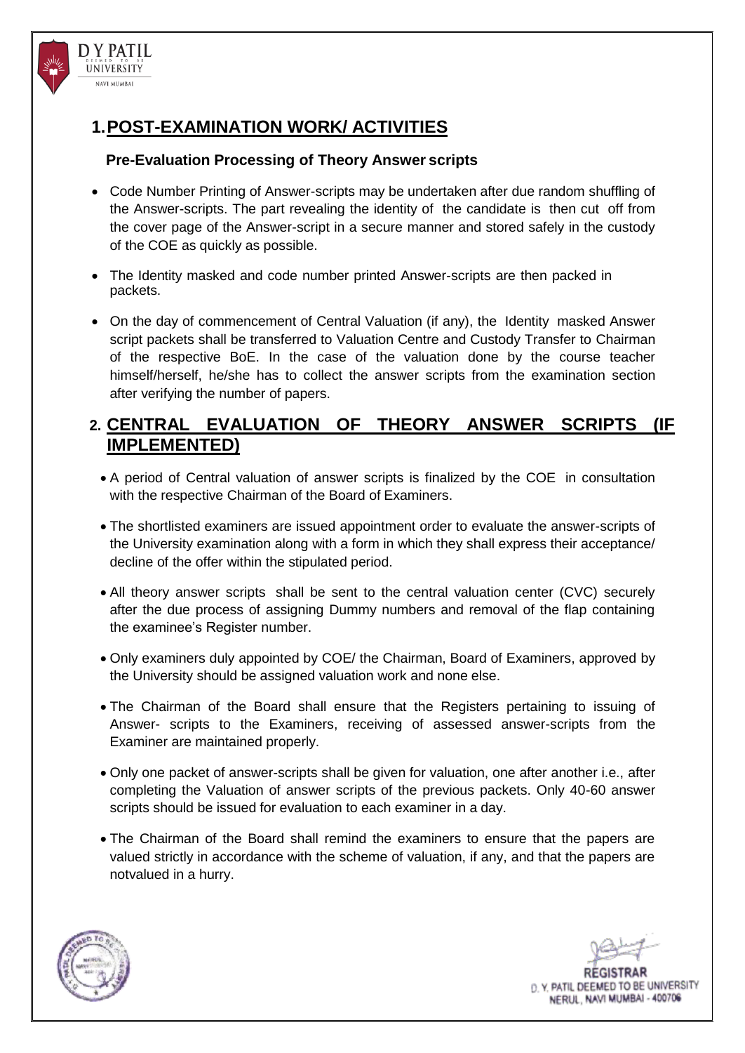## 1. POST-EXAMINATION WORK/ ACTIVITIES

### Pre-Evaluation Processing of Theory Answer scripts

- Code Number Printing of Answer-scripts may be undertaken after due random shuffling of the Answer-scripts. The part revealing the identity of the candidate is then cut off from the cover page of the Answer-script in a secure manner and stored safely in the custody of the COE as quickly as possible.
- The Identity masked and code number printed Answer-scripts are then packed in packets.
- On the day of commencement of Central Valuation (if any), the Identity masked Answer script packets shall be transferred to Valuation Centre and Custody Transfer to Chairman of the respective BoE. In the case of the valuation done by the course teacher himself/herself, he/she has to collect the answer scripts from the examination section after verifying the number of papers.

## 2. CENTRAL EVALUATION OF THEORY ANSWER SCRIPTS (IF IMPLEMENTED)

- A period of Central valuation of answer scripts is finalized by the COE in consultation with the respective Chairman of the Board of Examiners.
- The shortlisted examiners are issued appointment order to evaluate the answer-scripts of the University examination along with a form in which they shall express their acceptance/ decline of the offer within the stipulated period.
- All theory answer scripts shall be sent to the central valuation center (CVC) securely after the due process of assigning Dummy numbers and removal of the flap containing the examinee's Register number.
- Only examiners duly appointed by COE/ the Chairman, Board of Examiners, approved by the University should be assigned valuation work and none else.
- The Chairman of the Board shall ensure that the Registers pertaining to issuing of Answer- scripts to the Examiners, receiving of assessed answer-scripts from the Examiner are maintained properly.
- Only one packet of answer-scripts shall be given for valuation, one after another i.e., after completing the Valuation of answer scripts of the previous packets. Only 40-60 answer scripts should be issued for evaluation to each examiner in a day.
- The Chairman of the Board shall remind the examiners to ensure that the papers are valued strictly in accordance with the scheme of valuation, if any, and that the papers are notvalued in a hurry.

REGISTRAR
D. Y. PATIL DEEMED TO BE UNIVERSITY
NERUL, NAVI MUMBAI - 400706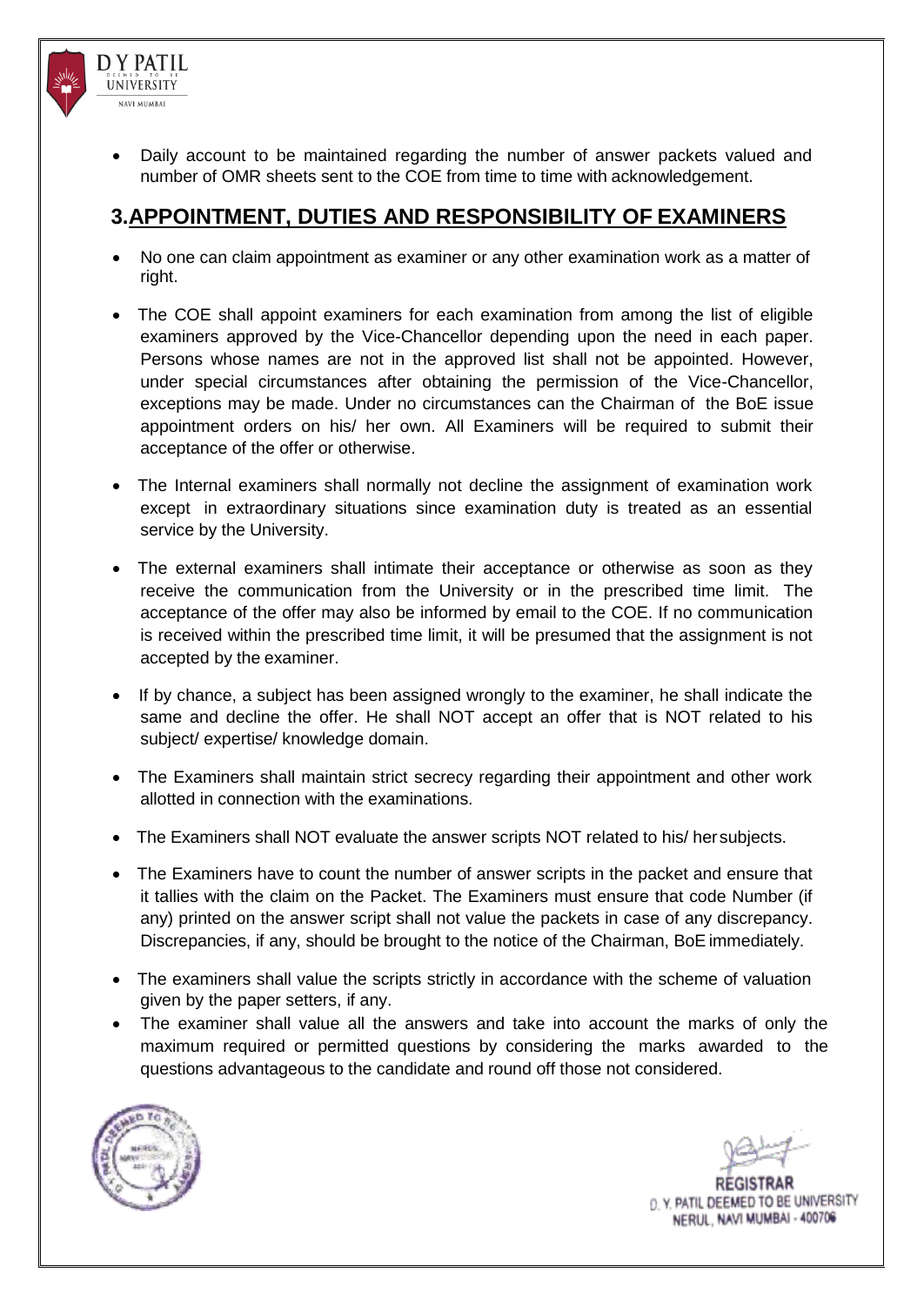- Daily account to be maintained regarding the number of answer packets valued and number of OMR sheets sent to the COE from time to time with acknowledgement.

## 3.APPOINTMENT, DUTIES AND RESPONSIBILITY OF EXAMINERS

- No one can claim appointment as examiner or any other examination work as a matter of right.
- The COE shall appoint examiners for each examination from among the list of eligible examiners approved by the Vice-Chancellor depending upon the need in each paper. Persons whose names are not in the approved list shall not be appointed. However, under special circumstances after obtaining the permission of the Vice-Chancellor, exceptions may be made. Under no circumstances can the Chairman of the BoE issue appointment orders on his/ her own. All Examiners will be required to submit their acceptance of the offer or otherwise.
- The Internal examiners shall normally not decline the assignment of examination work except in extraordinary situations since examination duty is treated as an essential service by the University.
- The external examiners shall intimate their acceptance or otherwise as soon as they receive the communication from the University or in the prescribed time limit. The acceptance of the offer may also be informed by email to the COE. If no communication is received within the prescribed time limit, it will be presumed that the assignment is not accepted by the examiner.
- If by chance, a subject has been assigned wrongly to the examiner, he shall indicate the same and decline the offer. He shall NOT accept an offer that is NOT related to his subject/ expertise/ knowledge domain.
- The Examiners shall maintain strict secrecy regarding their appointment and other work allotted in connection with the examinations.
- The Examiners shall NOT evaluate the answer scripts NOT related to his/ her subjects.
- The Examiners have to count the number of answer scripts in the packet and ensure that it tallies with the claim on the Packet. The Examiners must ensure that code Number (if any) printed on the answer script shall not value the packets in case of any discrepancy. Discrepancies, if any, should be brought to the notice of the Chairman, BoE immediately.
- The examiners shall value the scripts strictly in accordance with the scheme of valuation given by the paper setters, if any.
- The examiner shall value all the answers and take into account the marks of only the maximum required or permitted questions by considering the marks awarded to the questions advantageous to the candidate and round off those not considered.

REGISTRAR
D. Y. PATIL DEEMED TO BE UNIVERSITY
NERUL, NAVI MUMBAI - 400706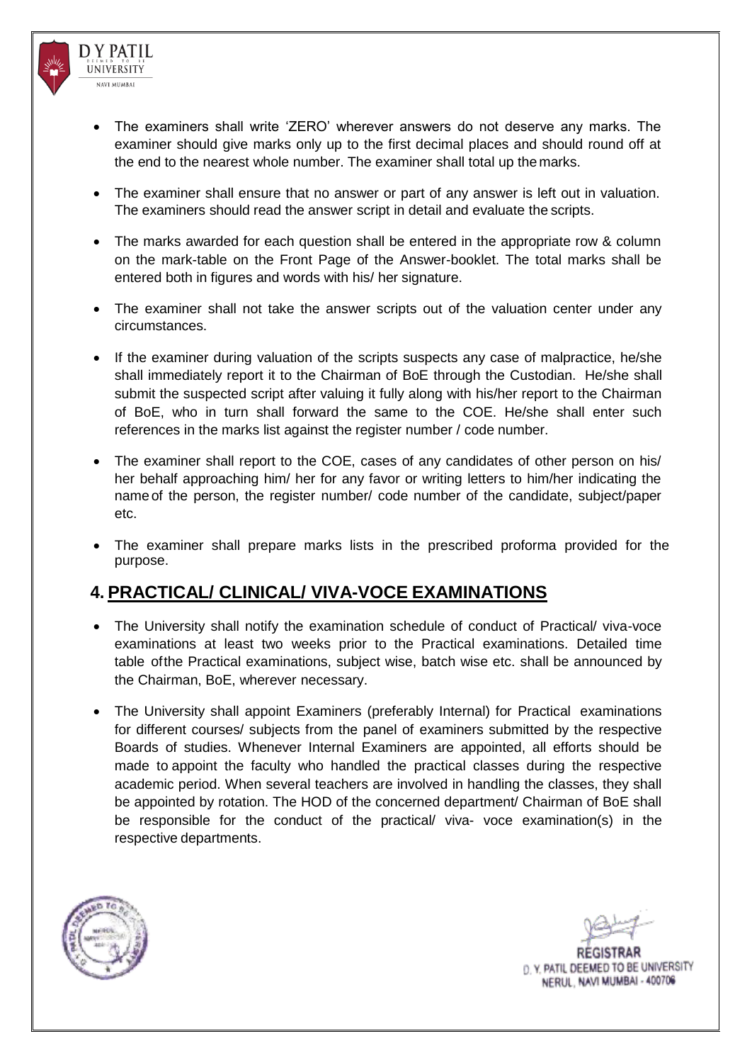- The examiners shall write 'ZERO' wherever answers do not deserve any marks. The examiner should give marks only up to the first decimal places and should round off at the end to the nearest whole number. The examiner shall total up the marks.

- The examiner shall ensure that no answer or part of any answer is left out in valuation. The examiners should read the answer script in detail and evaluate the scripts.

- The marks awarded for each question shall be entered in the appropriate row & column on the mark-table on the Front Page of the Answer-booklet. The total marks shall be entered both in figures and words with his/ her signature.

- The examiner shall not take the answer scripts out of the valuation center under any circumstances.

- If the examiner during valuation of the scripts suspects any case of malpractice, he/she shall immediately report it to the Chairman of BoE through the Custodian. He/she shall submit the suspected script after valuing it fully along with his/her report to the Chairman of BoE, who in turn shall forward the same to the COE. He/she shall enter such references in the marks list against the register number / code number.

- The examiner shall report to the COE, cases of any candidates of other person on his/ her behalf approaching him/ her for any favor or writing letters to him/her indicating the name of the person, the register number/ code number of the candidate, subject/paper etc.

- The examiner shall prepare marks lists in the prescribed proforma provided for the purpose.

## 4. PRACTICAL/ CLINICAL/ VIVA-VOCE EXAMINATIONS

- The University shall notify the examination schedule of conduct of Practical/ viva-voce examinations at least two weeks prior to the Practical examinations. Detailed time table of the Practical examinations, subject wise, batch wise etc. shall be announced by the Chairman, BoE, wherever necessary.

- The University shall appoint Examiners (preferably Internal) for Practical examinations for different courses/ subjects from the panel of examiners submitted by the respective Boards of studies. Whenever Internal Examiners are appointed, all efforts should be made to appoint the faculty who handled the practical classes during the respective academic period. When several teachers are involved in handling the classes, they shall be appointed by rotation. The HOD of the concerned department/ Chairman of BoE shall be responsible for the conduct of the practical/ viva- voce examination(s) in the respective departments.

REGISTRAR
D. Y. PATIL DEEMED TO BE UNIVERSITY
NERUL, NAVI MUMBAI - 400706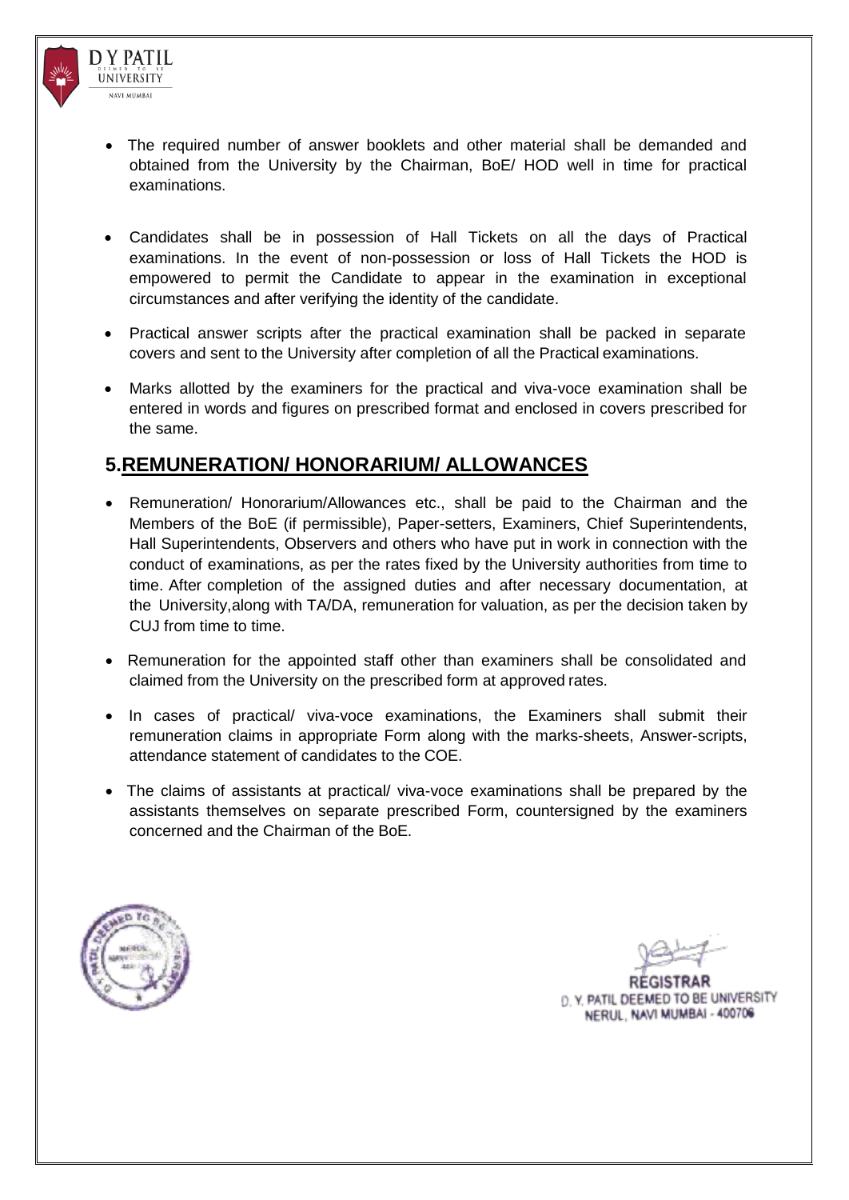- The required number of answer booklets and other material shall be demanded and obtained from the University by the Chairman, BoE/ HOD well in time for practical examinations.
- Candidates shall be in possession of Hall Tickets on all the days of Practical examinations. In the event of non-possession or loss of Hall Tickets the HOD is empowered to permit the Candidate to appear in the examination in exceptional circumstances and after verifying the identity of the candidate.
- Practical answer scripts after the practical examination shall be packed in separate covers and sent to the University after completion of all the Practical examinations.
- Marks allotted by the examiners for the practical and viva-voce examination shall be entered in words and figures on prescribed format and enclosed in covers prescribed for the same.

## 5.REMUNERATION/ HONORARIUM/ ALLOWANCES

- Remuneration/ Honorarium/Allowances etc., shall be paid to the Chairman and the Members of the BoE (if permissible), Paper-setters, Examiners, Chief Superintendents, Hall Superintendents, Observers and others who have put in work in connection with the conduct of examinations, as per the rates fixed by the University authorities from time to time. After completion of the assigned duties and after necessary documentation, at the University,along with TA/DA, remuneration for valuation, as per the decision taken by CUJ from time to time.
- Remuneration for the appointed staff other than examiners shall be consolidated and claimed from the University on the prescribed form at approved rates.
- In cases of practical/ viva-voce examinations, the Examiners shall submit their remuneration claims in appropriate Form along with the marks-sheets, Answer-scripts, attendance statement of candidates to the COE.
- The claims of assistants at practical/ viva-voce examinations shall be prepared by the assistants themselves on separate prescribed Form, countersigned by the examiners concerned and the Chairman of the BoE.

REGISTRAR
D. Y. PATIL DEEMED TO BE UNIVERSITY
NERUL, NAVI MUMBAI - 400706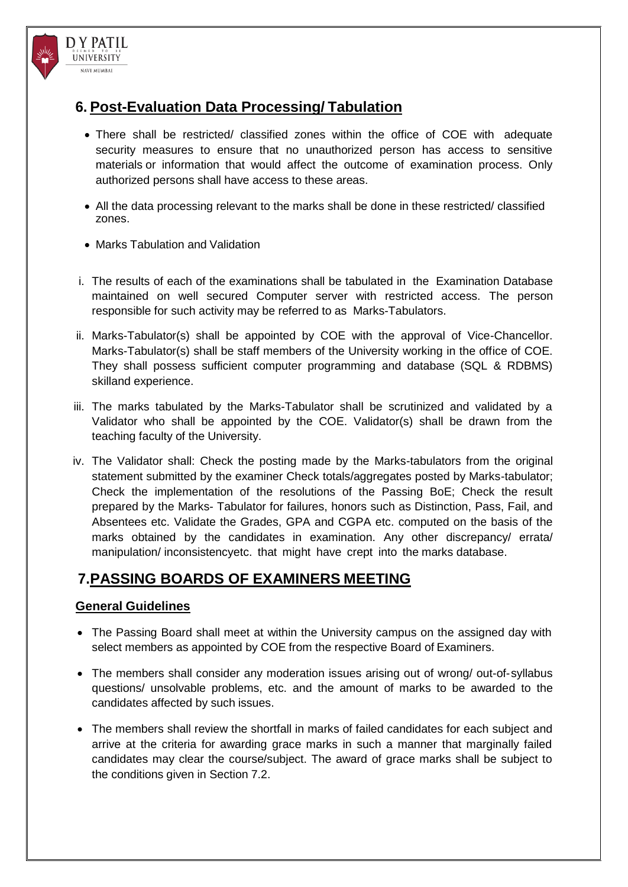## 6. Post-Evaluation Data Processing/ Tabulation

- There shall be restricted/ classified zones within the office of COE with adequate security measures to ensure that no unauthorized person has access to sensitive materials or information that would affect the outcome of examination process. Only authorized persons shall have access to these areas.
- All the data processing relevant to the marks shall be done in these restricted/ classified zones.
- Marks Tabulation and Validation

i. The results of each of the examinations shall be tabulated in the Examination Database maintained on well secured Computer server with restricted access. The person responsible for such activity may be referred to as Marks-Tabulators.

ii. Marks-Tabulator(s) shall be appointed by COE with the approval of Vice-Chancellor. Marks-Tabulator(s) shall be staff members of the University working in the office of COE. They shall possess sufficient computer programming and database (SQL & RDBMS) skilland experience.

iii. The marks tabulated by the Marks-Tabulator shall be scrutinized and validated by a Validator who shall be appointed by the COE. Validator(s) shall be drawn from the teaching faculty of the University.

iv. The Validator shall: Check the posting made by the Marks-tabulators from the original statement submitted by the examiner Check totals/aggregates posted by Marks-tabulator; Check the implementation of the resolutions of the Passing BoE; Check the result prepared by the Marks- Tabulator for failures, honors such as Distinction, Pass, Fail, and Absentees etc. Validate the Grades, GPA and CGPA etc. computed on the basis of the marks obtained by the candidates in examination. Any other discrepancy/ errata/ manipulation/ inconsistencyetc. that might have crept into the marks database.

## 7. PASSING BOARDS OF EXAMINERS MEETING

### General Guidelines

- The Passing Board shall meet at within the University campus on the assigned day with select members as appointed by COE from the respective Board of Examiners.
- The members shall consider any moderation issues arising out of wrong/ out-of-syllabus questions/ unsolvable problems, etc. and the amount of marks to be awarded to the candidates affected by such issues.
- The members shall review the shortfall in marks of failed candidates for each subject and arrive at the criteria for awarding grace marks in such a manner that marginally failed candidates may clear the course/subject. The award of grace marks shall be subject to the conditions given in Section 7.2.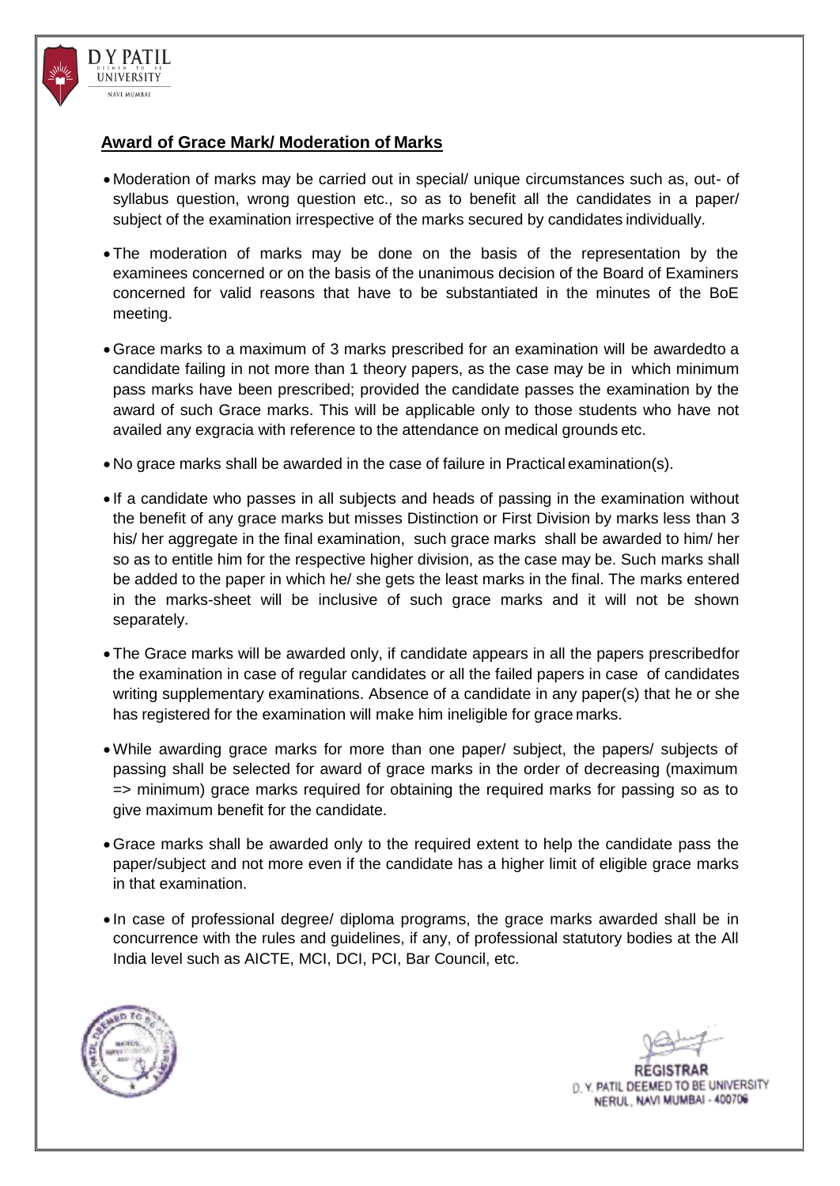## Award of Grace Mark/ Moderation of Marks

- Moderation of marks may be carried out in special/ unique circumstances such as, out- of syllabus question, wrong question etc., so as to benefit all the candidates in a paper/ subject of the examination irrespective of the marks secured by candidates individually.

- The moderation of marks may be done on the basis of the representation by the examinees concerned or on the basis of the unanimous decision of the Board of Examiners concerned for valid reasons that have to be substantiated in the minutes of the BoE meeting.

- Grace marks to a maximum of 3 marks prescribed for an examination will be awardedto a candidate failing in not more than 1 theory papers, as the case may be in which minimum pass marks have been prescribed; provided the candidate passes the examination by the award of such Grace marks. This will be applicable only to those students who have not availed any exgracia with reference to the attendance on medical grounds etc.

- No grace marks shall be awarded in the case of failure in Practical examination(s).

- If a candidate who passes in all subjects and heads of passing in the examination without the benefit of any grace marks but misses Distinction or First Division by marks less than 3 his/ her aggregate in the final examination, such grace marks shall be awarded to him/ her so as to entitle him for the respective higher division, as the case may be. Such marks shall be added to the paper in which he/ she gets the least marks in the final. The marks entered in the marks-sheet will be inclusive of such grace marks and it will not be shown separately.

- The Grace marks will be awarded only, if candidate appears in all the papers prescribedfor the examination in case of regular candidates or all the failed papers in case of candidates writing supplementary examinations. Absence of a candidate in any paper(s) that he or she has registered for the examination will make him ineligible for grace marks.

- While awarding grace marks for more than one paper/ subject, the papers/ subjects of passing shall be selected for award of grace marks in the order of decreasing (maximum => minimum) grace marks required for obtaining the required marks for passing so as to give maximum benefit for the candidate.

- Grace marks shall be awarded only to the required extent to help the candidate pass the paper/subject and not more even if the candidate has a higher limit of eligible grace marks in that examination.

- In case of professional degree/ diploma programs, the grace marks awarded shall be in concurrence with the rules and guidelines, if any, of professional statutory bodies at the All India level such as AICTE, MCI, DCI, PCI, Bar Council, etc.

REGISTRAR
D. Y. PATIL DEEMED TO BE UNIVERSITY
NERUL, NAVI MUMBAI - 400706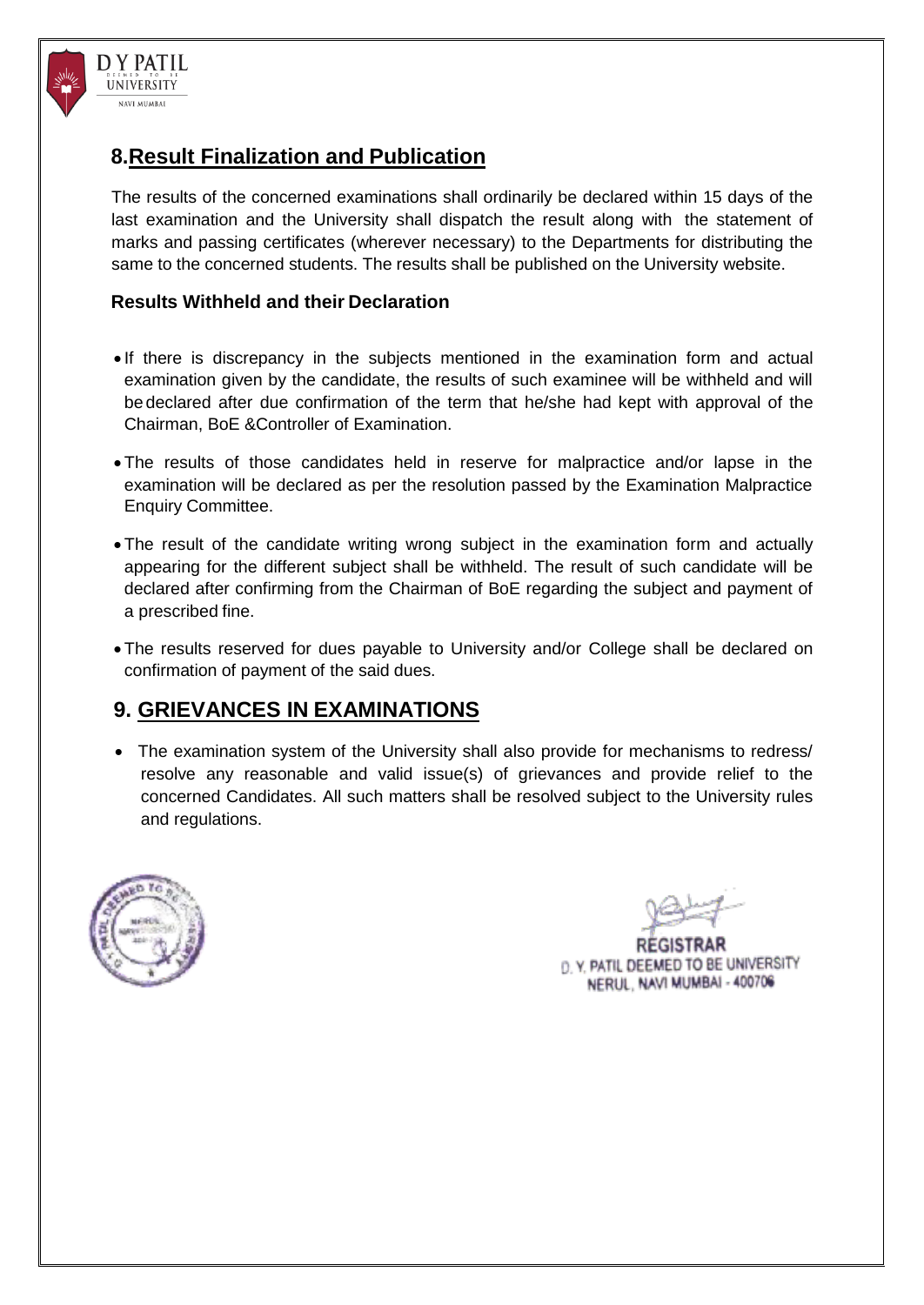## 8. Result Finalization and Publication

The results of the concerned examinations shall ordinarily be declared within 15 days of the last examination and the University shall dispatch the result along with the statement of marks and passing certificates (wherever necessary) to the Departments for distributing the same to the concerned students. The results shall be published on the University website.

### Results Withheld and their Declaration

- If there is discrepancy in the subjects mentioned in the examination form and actual examination given by the candidate, the results of such examinee will be withheld and will be declared after due confirmation of the term that he/she had kept with approval of the Chairman, BoE &Controller of Examination.
- The results of those candidates held in reserve for malpractice and/or lapse in the examination will be declared as per the resolution passed by the Examination Malpractice Enquiry Committee.
- The result of the candidate writing wrong subject in the examination form and actually appearing for the different subject shall be withheld. The result of such candidate will be declared after confirming from the Chairman of BoE regarding the subject and payment of a prescribed fine.
- The results reserved for dues payable to University and/or College shall be declared on confirmation of payment of the said dues.

## 9. GRIEVANCES IN EXAMINATIONS

- The examination system of the University shall also provide for mechanisms to redress/ resolve any reasonable and valid issue(s) of grievances and provide relief to the concerned Candidates. All such matters shall be resolved subject to the University rules and regulations.

REGISTRAR
D. Y. PATIL DEEMED TO BE UNIVERSITY
NERUL, NAVI MUMBAI - 400706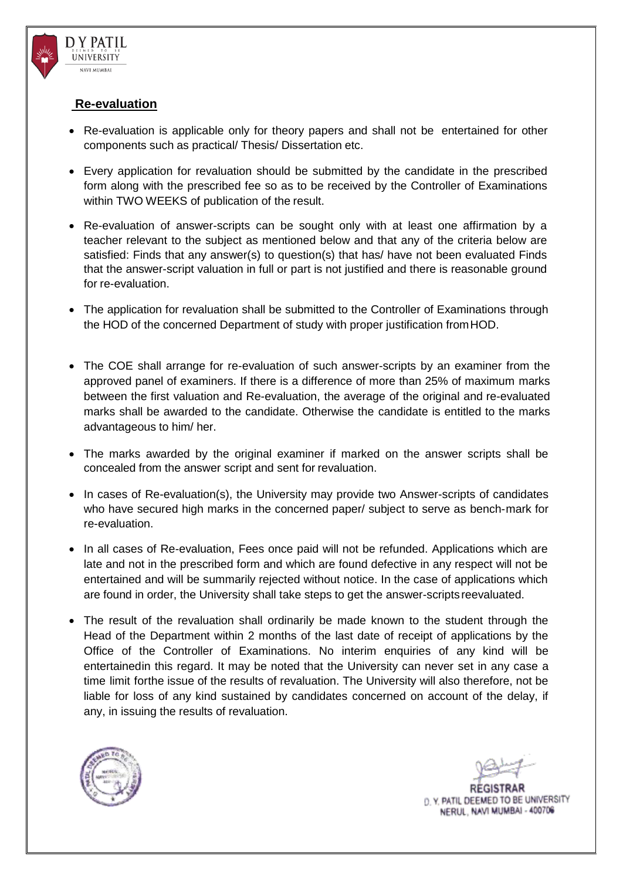## Re-evaluation

- Re-evaluation is applicable only for theory papers and shall not be entertained for other components such as practical/ Thesis/ Dissertation etc.
- Every application for revaluation should be submitted by the candidate in the prescribed form along with the prescribed fee so as to be received by the Controller of Examinations within TWO WEEKS of publication of the result.
- Re-evaluation of answer-scripts can be sought only with at least one affirmation by a teacher relevant to the subject as mentioned below and that any of the criteria below are satisfied: Finds that any answer(s) to question(s) that has/ have not been evaluated Finds that the answer-script valuation in full or part is not justified and there is reasonable ground for re-evaluation.
- The application for revaluation shall be submitted to the Controller of Examinations through the HOD of the concerned Department of study with proper justification from HOD.
- The COE shall arrange for re-evaluation of such answer-scripts by an examiner from the approved panel of examiners. If there is a difference of more than 25% of maximum marks between the first valuation and Re-evaluation, the average of the original and re-evaluated marks shall be awarded to the candidate. Otherwise the candidate is entitled to the marks advantageous to him/ her.
- The marks awarded by the original examiner if marked on the answer scripts shall be concealed from the answer script and sent for revaluation.
- In cases of Re-evaluation(s), the University may provide two Answer-scripts of candidates who have secured high marks in the concerned paper/ subject to serve as bench-mark for re-evaluation.
- In all cases of Re-evaluation, Fees once paid will not be refunded. Applications which are late and not in the prescribed form and which are found defective in any respect will not be entertained and will be summarily rejected without notice. In the case of applications which are found in order, the University shall take steps to get the answer-scripts reevaluated.
- The result of the revaluation shall ordinarily be made known to the student through the Head of the Department within 2 months of the last date of receipt of applications by the Office of the Controller of Examinations. No interim enquiries of any kind will be entertainedin this regard. It may be noted that the University can never set in any case a time limit forthe issue of the results of revaluation. The University will also therefore, not be liable for loss of any kind sustained by candidates concerned on account of the delay, if any, in issuing the results of revaluation.

REGISTRAR
D. Y. PATIL DEEMED TO BE UNIVERSITY
NERUL, NAVI MUMBAI - 400706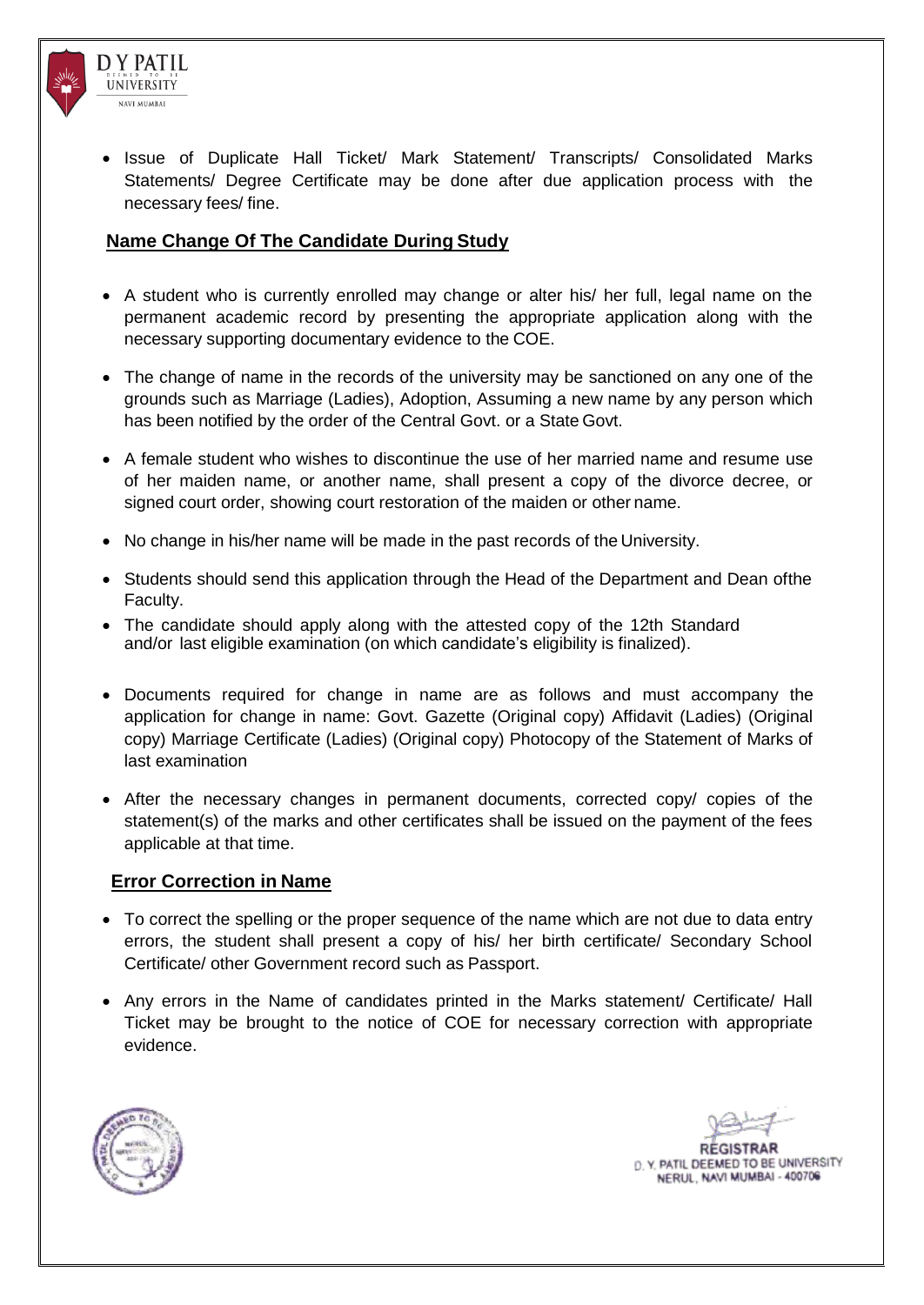- Issue of Duplicate Hall Ticket/ Mark Statement/ Transcripts/ Consolidated Marks Statements/ Degree Certificate may be done after due application process with the necessary fees/ fine.

## Name Change Of The Candidate During Study

- A student who is currently enrolled may change or alter his/ her full, legal name on the permanent academic record by presenting the appropriate application along with the necessary supporting documentary evidence to the COE.
- The change of name in the records of the university may be sanctioned on any one of the grounds such as Marriage (Ladies), Adoption, Assuming a new name by any person which has been notified by the order of the Central Govt. or a State Govt.
- A female student who wishes to discontinue the use of her married name and resume use of her maiden name, or another name, shall present a copy of the divorce decree, or signed court order, showing court restoration of the maiden or other name.
- No change in his/her name will be made in the past records of the University.
- Students should send this application through the Head of the Department and Dean ofthe Faculty.
- The candidate should apply along with the attested copy of the 12th Standard and/or last eligible examination (on which candidate's eligibility is finalized).
- Documents required for change in name are as follows and must accompany the application for change in name: Govt. Gazette (Original copy) Affidavit (Ladies) (Original copy) Marriage Certificate (Ladies) (Original copy) Photocopy of the Statement of Marks of last examination
- After the necessary changes in permanent documents, corrected copy/ copies of the statement(s) of the marks and other certificates shall be issued on the payment of the fees applicable at that time.

## Error Correction in Name

- To correct the spelling or the proper sequence of the name which are not due to data entry errors, the student shall present a copy of his/ her birth certificate/ Secondary School Certificate/ other Government record such as Passport.
- Any errors in the Name of candidates printed in the Marks statement/ Certificate/ Hall Ticket may be brought to the notice of COE for necessary correction with appropriate evidence.

REGISTRAR
D. Y. PATIL DEEMED TO BE UNIVERSITY
NERUL, NAVI MUMBAI - 400706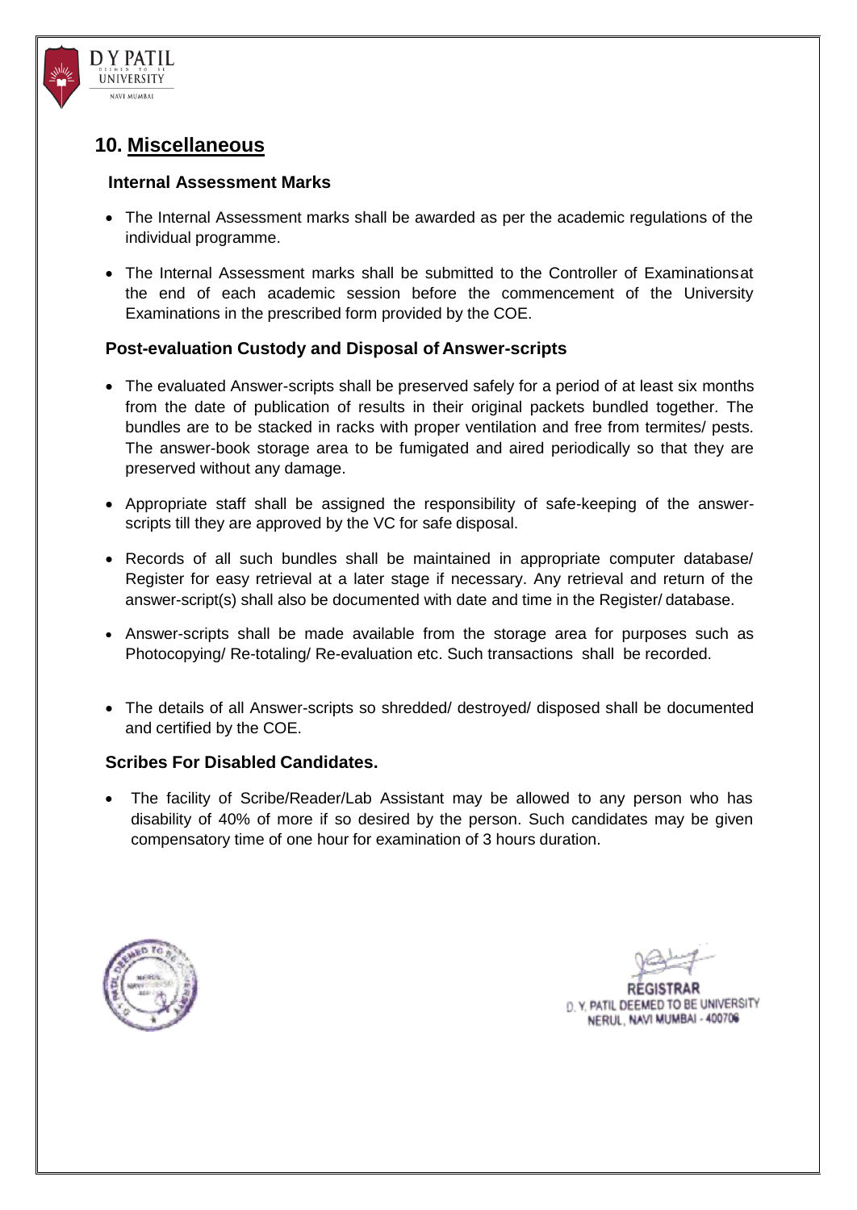## 10. Miscellaneous

### Internal Assessment Marks

- The Internal Assessment marks shall be awarded as per the academic regulations of the individual programme.
- The Internal Assessment marks shall be submitted to the Controller of Examinationsat the end of each academic session before the commencement of the University Examinations in the prescribed form provided by the COE.

### Post-evaluation Custody and Disposal of Answer-scripts

- The evaluated Answer-scripts shall be preserved safely for a period of at least six months from the date of publication of results in their original packets bundled together. The bundles are to be stacked in racks with proper ventilation and free from termites/ pests. The answer-book storage area to be fumigated and aired periodically so that they are preserved without any damage.
- Appropriate staff shall be assigned the responsibility of safe-keeping of the answer-scripts till they are approved by the VC for safe disposal.
- Records of all such bundles shall be maintained in appropriate computer database/ Register for easy retrieval at a later stage if necessary. Any retrieval and return of the answer-script(s) shall also be documented with date and time in the Register/ database.
- Answer-scripts shall be made available from the storage area for purposes such as Photocopying/ Re-totaling/ Re-evaluation etc. Such transactions shall be recorded.
- The details of all Answer-scripts so shredded/ destroyed/ disposed shall be documented and certified by the COE.

### Scribes For Disabled Candidates.

- The facility of Scribe/Reader/Lab Assistant may be allowed to any person who has disability of 40% of more if so desired by the person. Such candidates may be given compensatory time of one hour for examination of 3 hours duration.

REGISTRAR
D. Y. PATIL DEEMED TO BE UNIVERSITY
NERUL, NAVI MUMBAI - 400706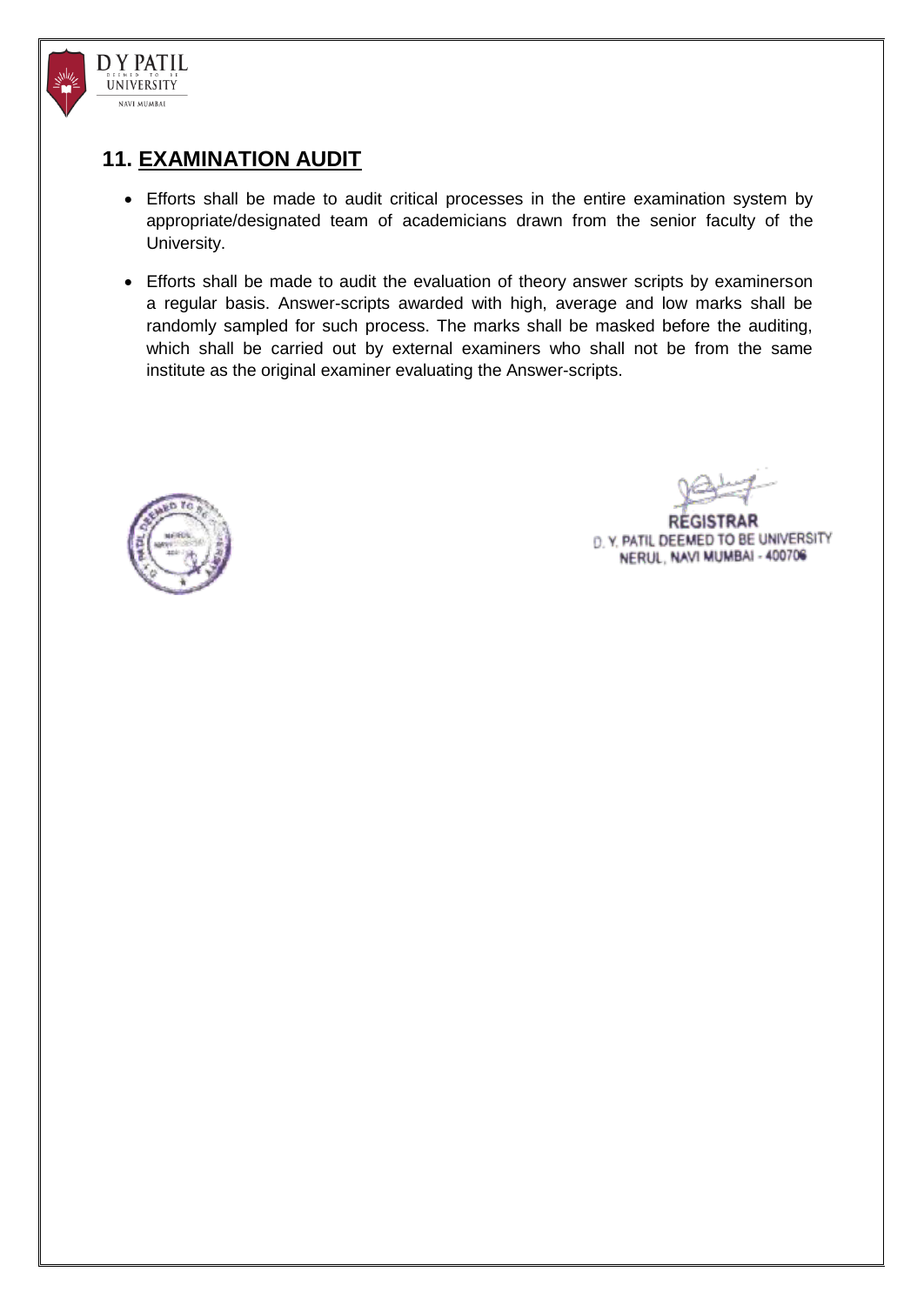## 11. EXAMINATION AUDIT

- Efforts shall be made to audit critical processes in the entire examination system by appropriate/designated team of academicians drawn from the senior faculty of the University.
- Efforts shall be made to audit the evaluation of theory answer scripts by examinerson a regular basis. Answer-scripts awarded with high, average and low marks shall be randomly sampled for such process. The marks shall be masked before the auditing, which shall be carried out by external examiners who shall not be from the same institute as the original examiner evaluating the Answer-scripts.

REGISTRAR
D. Y. PATIL DEEMED TO BE UNIVERSITY
NERUL, NAVI MUMBAI - 400706